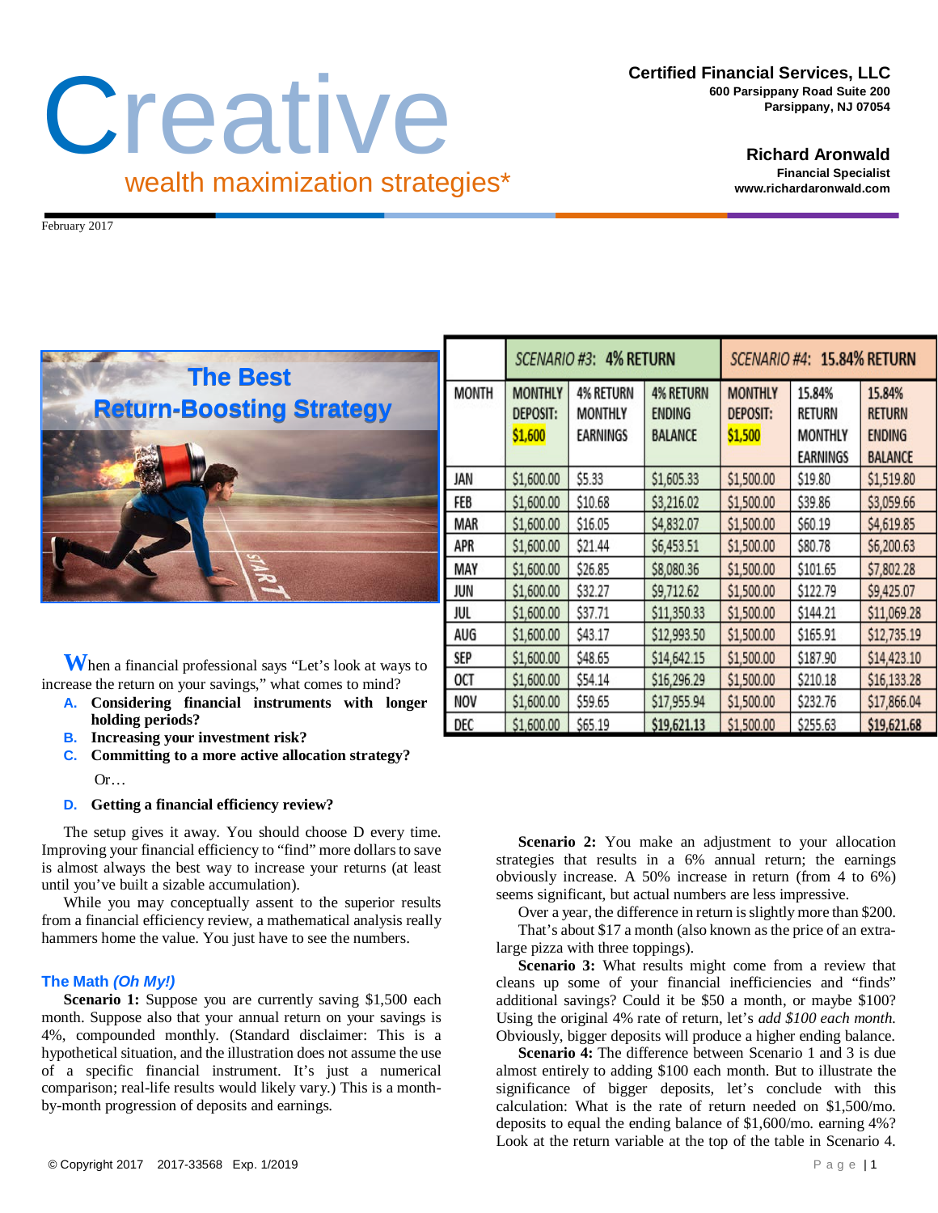# Creative

wealth maximization strategies*

**Certified Financial Services, LLC**
**600 Parsippany Road Suite 200**
**Parsippany, NJ 07054**

**Richard Aronwald**
**Financial Specialist**
**www.richardaronwald.com**

February 2017

## The Best Return-Boosting Strategy

When a financial professional says "Let's look at ways to increase the return on your savings," what comes to mind?

- **A. Considering financial instruments with longer holding periods?**
- **B. Increasing your investment risk?**
- **C. Committing to a more active allocation strategy?**

Or…

- **D. Getting a financial efficiency review?**

The setup gives it away. You should choose D every time. Improving your financial efficiency to "find" more dollars to save is almost always the best way to increase your returns (at least until you've built a sizable accumulation).

While you may conceptually assent to the superior results from a financial efficiency review, a mathematical analysis really hammers home the value. You just have to see the numbers.

### The Math *(Oh My!)*

**Scenario 1:** Suppose you are currently saving $1,500 each month. Suppose also that your annual return on your savings is 4%, compounded monthly. (Standard disclaimer: This is a hypothetical situation, and the illustration does not assume the use of a specific financial instrument. It's just a numerical comparison; real-life results would likely vary.) This is a month-by-month progression of deposits and earnings.

| | SCENARIO #3: 4% RETURN | | | SCENARIO #4: 15.84% RETURN | | |
|---|---|---|---|---|---|---|
| MONTH | MONTHLY DEPOSIT: $1,600 | 4% RETURN MONTHLY EARNINGS | 4% RETURN ENDING BALANCE | MONTHLY DEPOSIT: $1,500 | 15.84% RETURN MONTHLY EARNINGS | 15.84% RETURN ENDING BALANCE |
| JAN | $1,600.00 | $5.33 | $1,605.33 | $1,500.00 | $19.80 | $1,519.80 |
| FEB | $1,600.00 | $10.68 | $3,216.02 | $1,500.00 | $39.86 | $3,059.66 |
| MAR | $1,600.00 | $16.05 | $4,832.07 | $1,500.00 | $60.19 | $4,619.85 |
| APR | $1,600.00 | $21.44 | $6,453.51 | $1,500.00 | $80.78 | $6,200.63 |
| MAY | $1,600.00 | $26.85 | $8,080.36 | $1,500.00 | $101.65 | $7,802.28 |
| JUN | $1,600.00 | $32.27 | $9,712.62 | $1,500.00 | $122.79 | $9,425.07 |
| JUL | $1,600.00 | $37.71 | $11,350.33 | $1,500.00 | $144.21 | $11,069.28 |
| AUG | $1,600.00 | $43.17 | $12,993.50 | $1,500.00 | $165.91 | $12,735.19 |
| SEP | $1,600.00 | $48.65 | $14,642.15 | $1,500.00 | $187.90 | $14,423.10 |
| OCT | $1,600.00 | $54.14 | $16,296.29 | $1,500.00 | $210.18 | $16,133.28 |
| NOV | $1,600.00 | $59.65 | $17,955.94 | $1,500.00 | $232.76 | $17,866.04 |
| DEC | $1,600.00 | $65.19 | **$19,621.13** | $1,500.00 | $255.63 | **$19,621.68** |

**Scenario 2:** You make an adjustment to your allocation strategies that results in a 6% annual return; the earnings obviously increase. A 50% increase in return (from 4 to 6%) seems significant, but actual numbers are less impressive.

Over a year, the difference in return is slightly more than $200.

That's about $17 a month (also known as the price of an extra-large pizza with three toppings).

**Scenario 3:** What results might come from a review that cleans up some of your financial inefficiencies and "finds" additional savings? Could it be $50 a month, or maybe $100? Using the original 4% rate of return, let's *add $100 each month.* Obviously, bigger deposits will produce a higher ending balance.

**Scenario 4:** The difference between Scenario 1 and 3 is due almost entirely to adding $100 each month. But to illustrate the significance of bigger deposits, let's conclude with this calculation: What is the rate of return needed on $1,500/mo. deposits to equal the ending balance of $1,600/mo. earning 4%? Look at the return variable at the top of the table in Scenario 4.

© Copyright 2017 2017-33568 Exp. 1/2019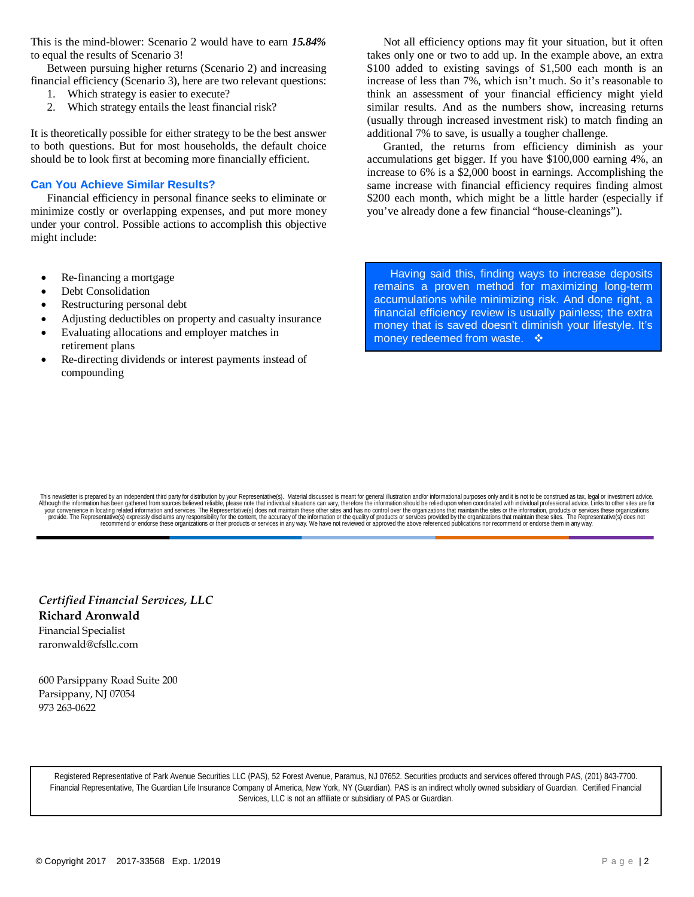This is the mind-blower: Scenario 2 would have to earn ***15.84%*** to equal the results of Scenario 3!

Between pursuing higher returns (Scenario 2) and increasing financial efficiency (Scenario 3), here are two relevant questions:

1. Which strategy is easier to execute?
2. Which strategy entails the least financial risk?

It is theoretically possible for either strategy to be the best answer to both questions. But for most households, the default choice should be to look first at becoming more financially efficient.

### Can You Achieve Similar Results?

Financial efficiency in personal finance seeks to eliminate or minimize costly or overlapping expenses, and put more money under your control. Possible actions to accomplish this objective might include:

- Re-financing a mortgage
- Debt Consolidation
- Restructuring personal debt
- Adjusting deductibles on property and casualty insurance
- Evaluating allocations and employer matches in retirement plans
- Re-directing dividends or interest payments instead of compounding

Not all efficiency options may fit your situation, but it often takes only one or two to add up. In the example above, an extra $100 added to existing savings of $1,500 each month is an increase of less than 7%, which isn't much. So it's reasonable to think an assessment of your financial efficiency might yield similar results. And as the numbers show, increasing returns (usually through increased investment risk) to match finding an additional 7% to save, is usually a tougher challenge.

Granted, the returns from efficiency diminish as your accumulations get bigger. If you have $100,000 earning 4%, an increase to 6% is a $2,000 boost in earnings. Accomplishing the same increase with financial efficiency requires finding almost $200 each month, which might be a little harder (especially if you've already done a few financial "house-cleanings").

Having said this, finding ways to increase deposits remains a proven method for maximizing long-term accumulations while minimizing risk. And done right, a financial efficiency review is usually painless; the extra money that is saved doesn't diminish your lifestyle. It's money redeemed from waste. ❖

This newsletter is prepared by an independent third party for distribution by your Representative(s). Material discussed is meant for general illustration and/or informational purposes only and it is not to be construed as tax, legal or investment advice. Although the information has been gathered from sources believed reliable, please note that individual situations can vary, therefore the information should be relied upon when coordinated with individual professional advice. Links to other sites are for your convenience in locating related information and services. The Representative(s) does not maintain these other sites and has no control over the organizations that maintain the sites or the information, products or services these organizations provide. The Representative(s) expressly disclaims any responsibility for the content, the accuracy of the information or the quality of products or services provided by the organizations that maintain these sites. The Representative(s) does not recommend or endorse these organizations or their products or services in any way. We have not reviewed or approved the above referenced publications nor recommend or endorse them in any way.

*Certified Financial Services, LLC*
**Richard Aronwald**
Financial Specialist
raronwald@cfsllc.com

600 Parsippany Road Suite 200
Parsippany, NJ 07054
973 263-0622

Registered Representative of Park Avenue Securities LLC (PAS), 52 Forest Avenue, Paramus, NJ 07652. Securities products and services offered through PAS, (201) 843-7700. Financial Representative, The Guardian Life Insurance Company of America, New York, NY (Guardian). PAS is an indirect wholly owned subsidiary of Guardian. Certified Financial Services, LLC is not an affiliate or subsidiary of PAS or Guardian.

© Copyright 2017 2017-33568 Exp. 1/2019